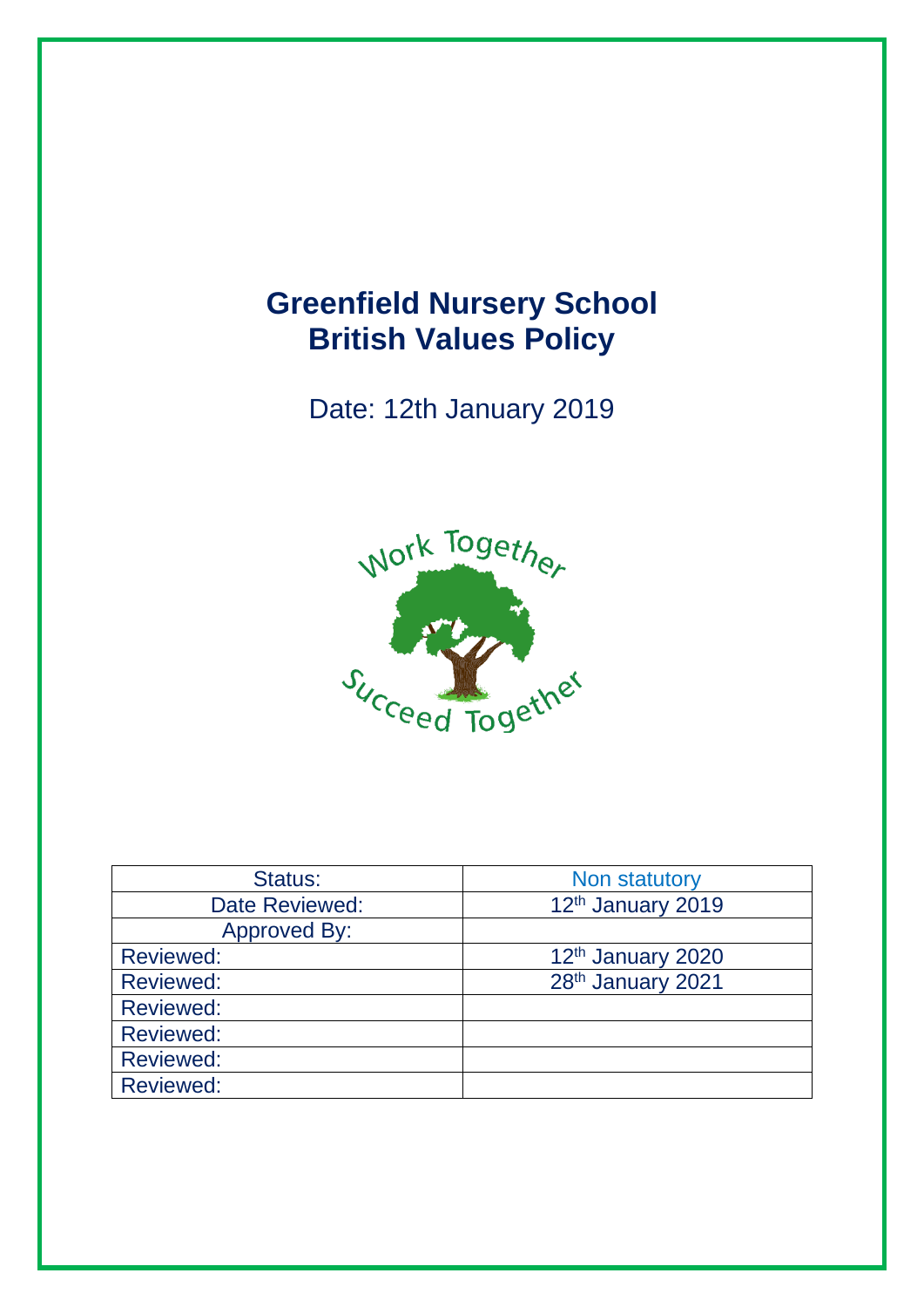# Greenfield Nursery School
# British Values Policy

Date: 12th January 2019

Work Together

Succeed Together

| Status: | Non statutory |
| --- | --- |
| Date Reviewed: | 12th January 2019 |
| Approved By: | |
| Reviewed: | 12th January 2020 |
| Reviewed: | 28th January 2021 |
| Reviewed: | |
| Reviewed: | |
| Reviewed: | |
| Reviewed: | |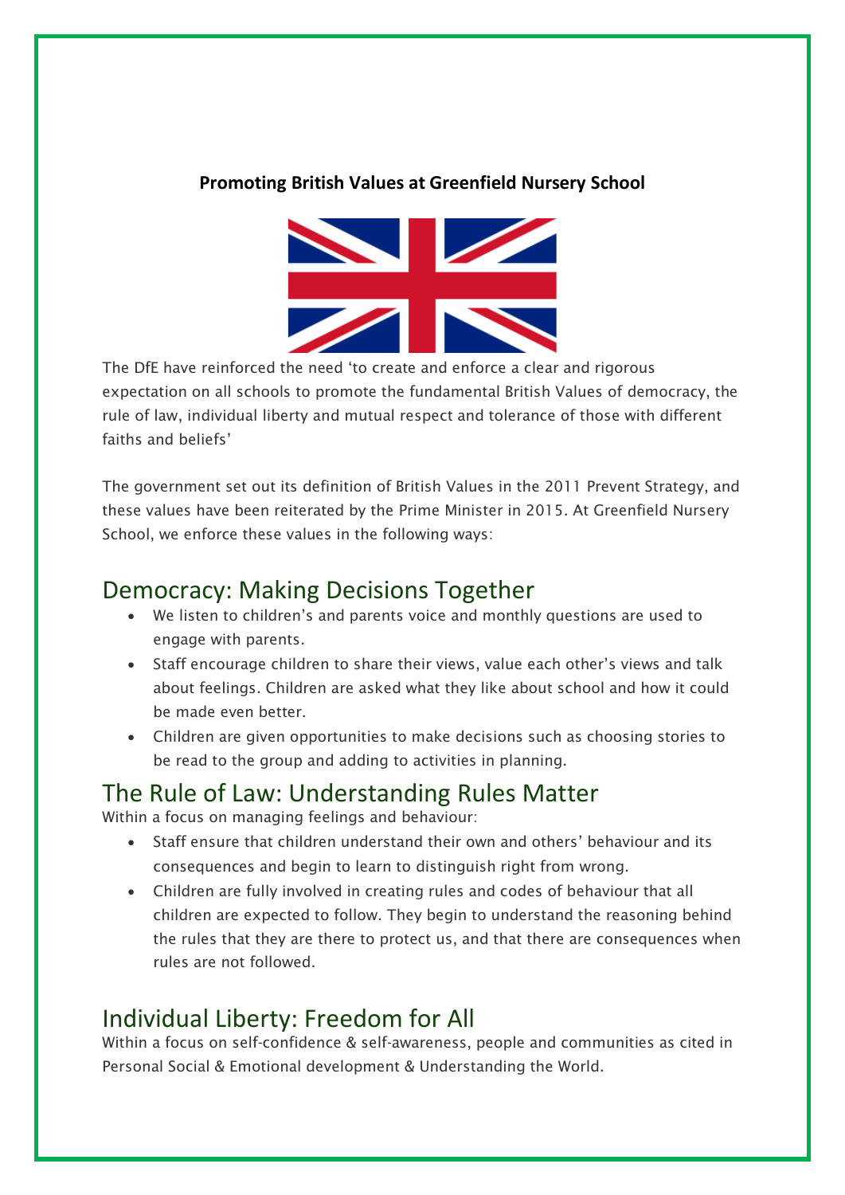**Promoting British Values at Greenfield Nursery School**

The DfE have reinforced the need 'to create and enforce a clear and rigorous expectation on all schools to promote the fundamental British Values of democracy, the rule of law, individual liberty and mutual respect and tolerance of those with different faiths and beliefs'

The government set out its definition of British Values in the 2011 Prevent Strategy, and these values have been reiterated by the Prime Minister in 2015. At Greenfield Nursery School, we enforce these values in the following ways:

## Democracy: Making Decisions Together

- We listen to children's and parents voice and monthly questions are used to engage with parents.
- Staff encourage children to share their views, value each other's views and talk about feelings. Children are asked what they like about school and how it could be made even better.
- Children are given opportunities to make decisions such as choosing stories to be read to the group and adding to activities in planning.

## The Rule of Law: Understanding Rules Matter

Within a focus on managing feelings and behaviour:

- Staff ensure that children understand their own and others' behaviour and its consequences and begin to learn to distinguish right from wrong.
- Children are fully involved in creating rules and codes of behaviour that all children are expected to follow. They begin to understand the reasoning behind the rules that they are there to protect us, and that there are consequences when rules are not followed.

## Individual Liberty: Freedom for All

Within a focus on self-confidence & self-awareness, people and communities as cited in Personal Social & Emotional development & Understanding the World.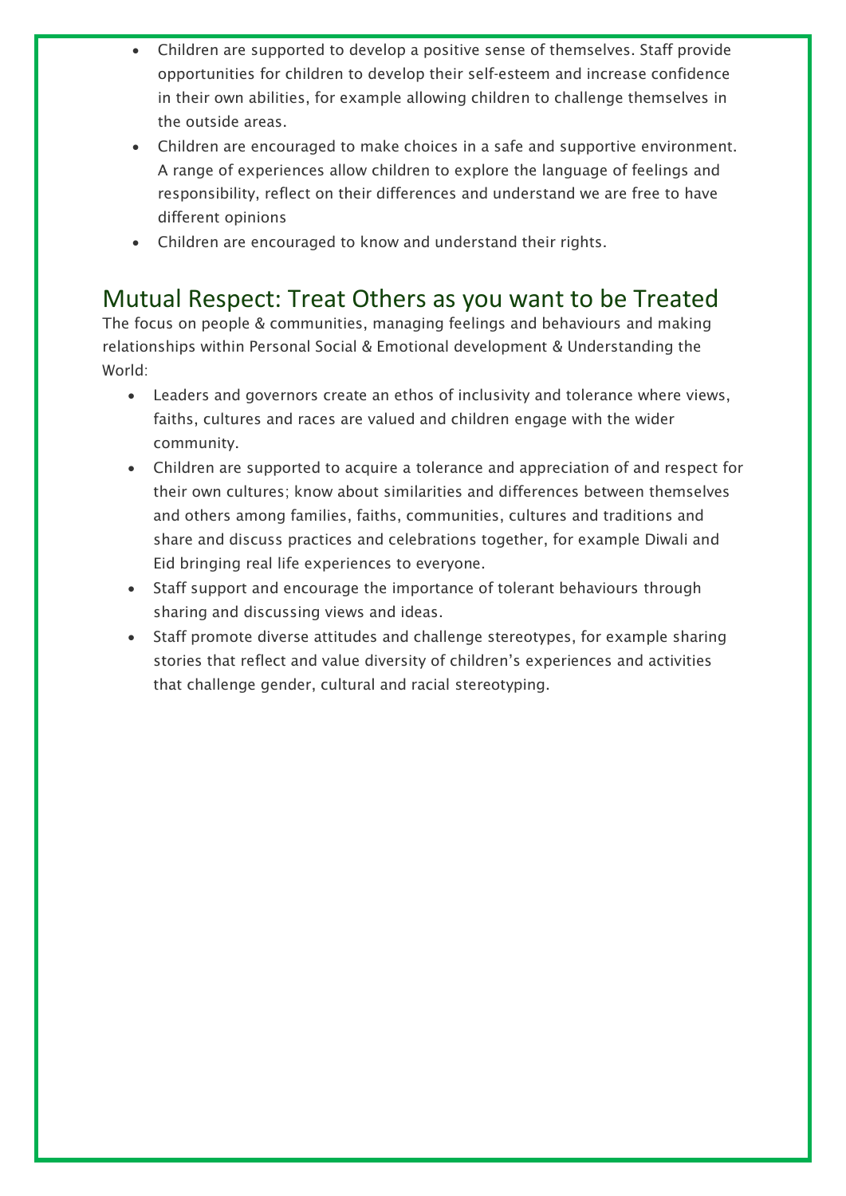- Children are supported to develop a positive sense of themselves. Staff provide opportunities for children to develop their self-esteem and increase confidence in their own abilities, for example allowing children to challenge themselves in the outside areas.
- Children are encouraged to make choices in a safe and supportive environment. A range of experiences allow children to explore the language of feelings and responsibility, reflect on their differences and understand we are free to have different opinions
- Children are encouraged to know and understand their rights.

## Mutual Respect: Treat Others as you want to be Treated

The focus on people & communities, managing feelings and behaviours and making relationships within Personal Social & Emotional development & Understanding the World:

- Leaders and governors create an ethos of inclusivity and tolerance where views, faiths, cultures and races are valued and children engage with the wider community.
- Children are supported to acquire a tolerance and appreciation of and respect for their own cultures; know about similarities and differences between themselves and others among families, faiths, communities, cultures and traditions and share and discuss practices and celebrations together, for example Diwali and Eid bringing real life experiences to everyone.
- Staff support and encourage the importance of tolerant behaviours through sharing and discussing views and ideas.
- Staff promote diverse attitudes and challenge stereotypes, for example sharing stories that reflect and value diversity of children's experiences and activities that challenge gender, cultural and racial stereotyping.